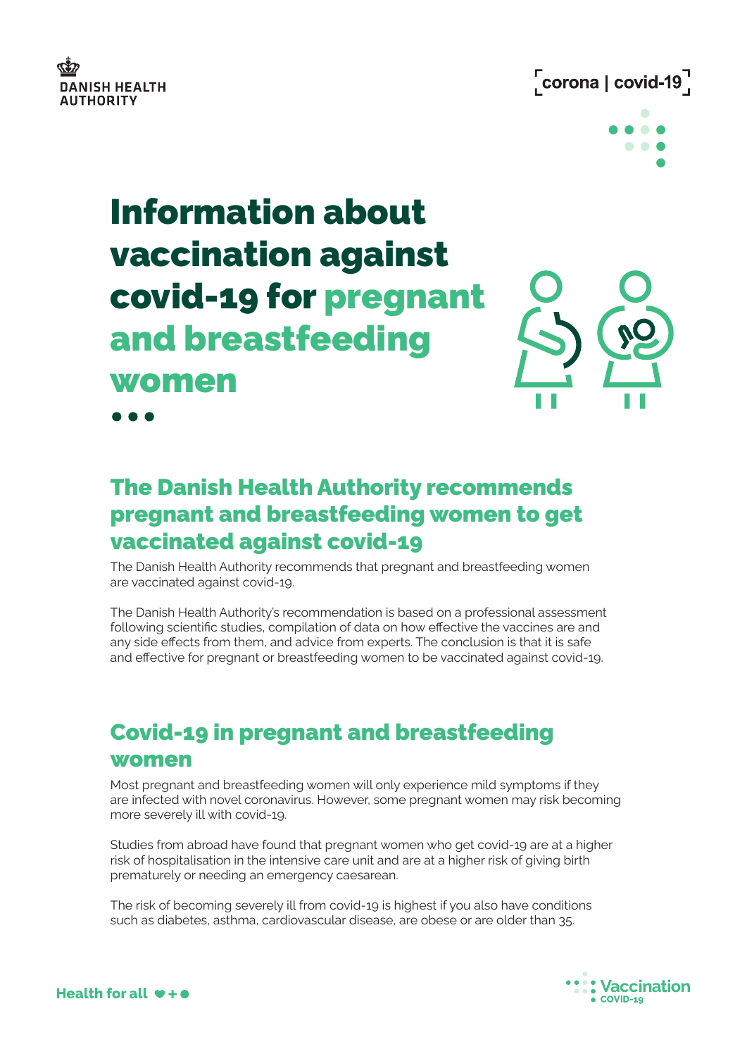DANISH HEALTH AUTHORITY

corona | covid-19

# Information about vaccination against covid-19 for pregnant and breastfeeding women

## The Danish Health Authority recommends pregnant and breastfeeding women to get vaccinated against covid-19

The Danish Health Authority recommends that pregnant and breastfeeding women are vaccinated against covid-19.

The Danish Health Authority's recommendation is based on a professional assessment following scientific studies, compilation of data on how effective the vaccines are and any side effects from them, and advice from experts. The conclusion is that it is safe and effective for pregnant or breastfeeding women to be vaccinated against covid-19.

## Covid-19 in pregnant and breastfeeding women

Most pregnant and breastfeeding women will only experience mild symptoms if they are infected with novel coronavirus. However, some pregnant women may risk becoming more severely ill with covid-19.

Studies from abroad have found that pregnant women who get covid-19 are at a higher risk of hospitalisation in the intensive care unit and are at a higher risk of giving birth prematurely or needing an emergency caesarean.

The risk of becoming severely ill from covid-19 is highest if you also have conditions such as diabetes, asthma, cardiovascular disease, are obese or are older than 35.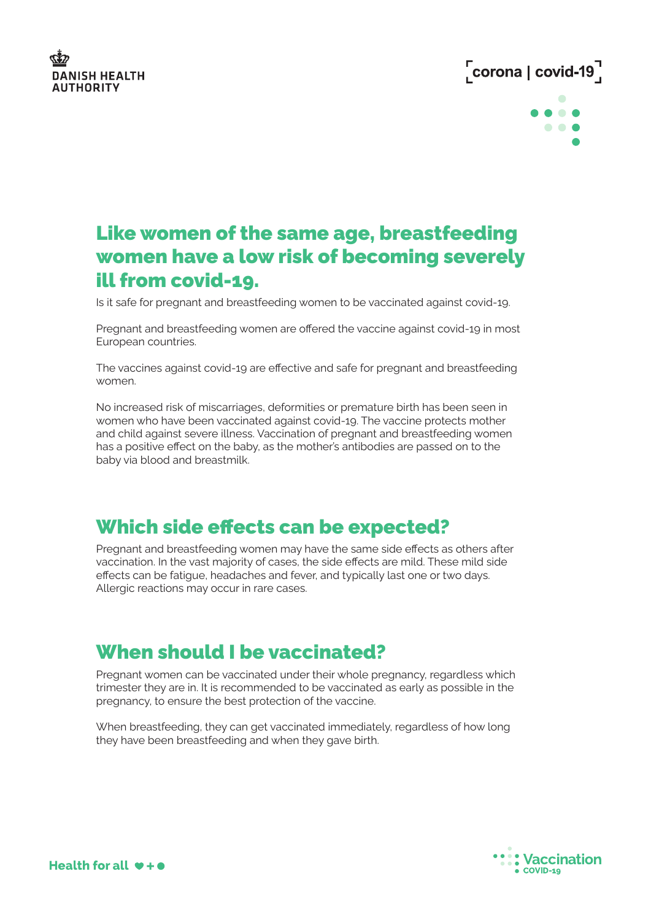## Like women of the same age, breastfeeding women have a low risk of becoming severely ill from covid-19.

Is it safe for pregnant and breastfeeding women to be vaccinated against covid-19.

Pregnant and breastfeeding women are offered the vaccine against covid-19 in most European countries.

The vaccines against covid-19 are effective and safe for pregnant and breastfeeding women.

No increased risk of miscarriages, deformities or premature birth has been seen in women who have been vaccinated against covid-19. The vaccine protects mother and child against severe illness. Vaccination of pregnant and breastfeeding women has a positive effect on the baby, as the mother's antibodies are passed on to the baby via blood and breastmilk.

## Which side effects can be expected?

Pregnant and breastfeeding women may have the same side effects as others after vaccination. In the vast majority of cases, the side effects are mild. These mild side effects can be fatigue, headaches and fever, and typically last one or two days. Allergic reactions may occur in rare cases.

## When should I be vaccinated?

Pregnant women can be vaccinated under their whole pregnancy, regardless which trimester they are in. It is recommended to be vaccinated as early as possible in the pregnancy, to ensure the best protection of the vaccine.

When breastfeeding, they can get vaccinated immediately, regardless of how long they have been breastfeeding and when they gave birth.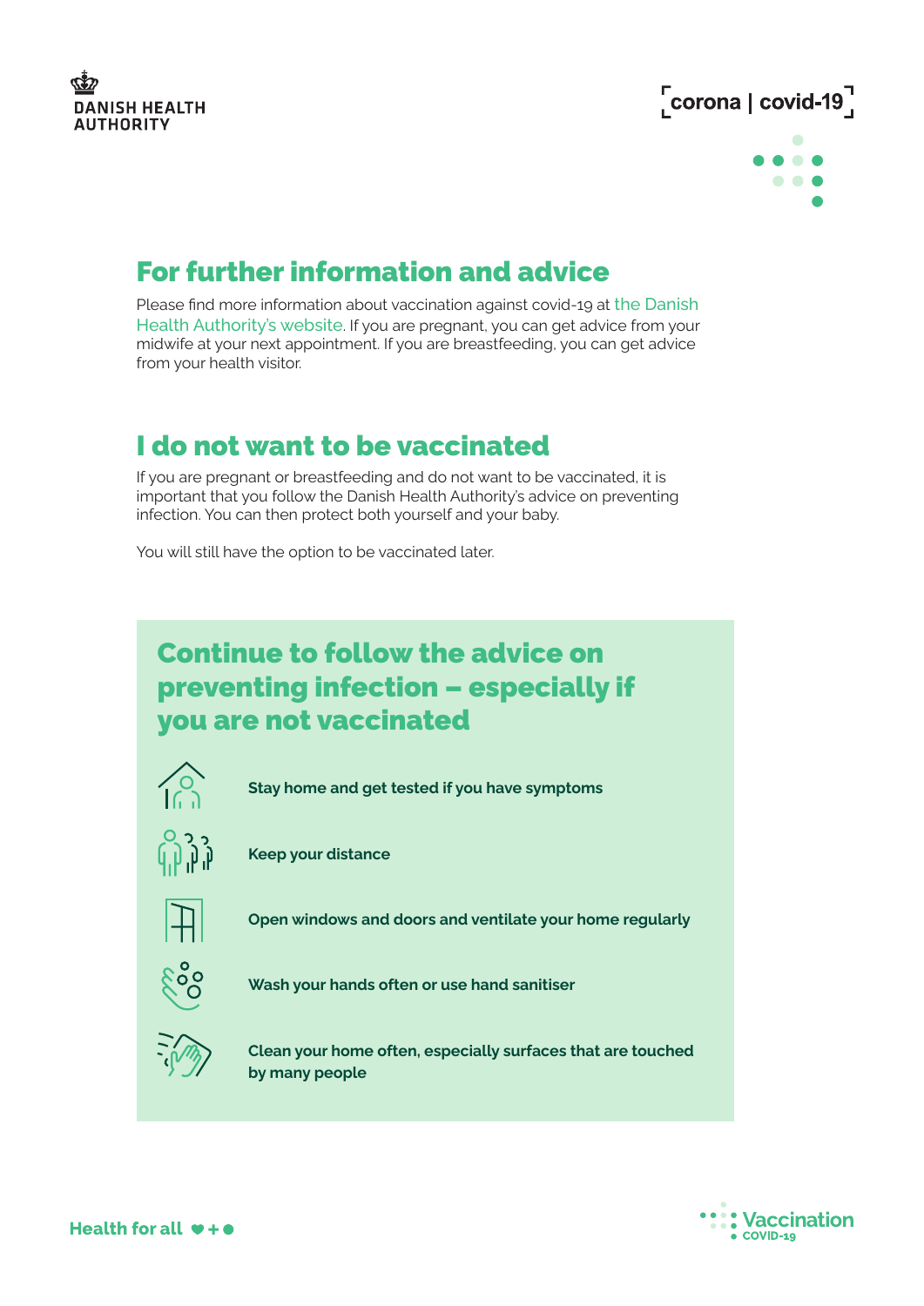## For further information and advice

Please find more information about vaccination against covid-19 at the Danish Health Authority's website. If you are pregnant, you can get advice from your midwife at your next appointment. If you are breastfeeding, you can get advice from your health visitor.

## I do not want to be vaccinated

If you are pregnant or breastfeeding and do not want to be vaccinated, it is important that you follow the Danish Health Authority's advice on preventing infection. You can then protect both yourself and your baby.

You will still have the option to be vaccinated later.

### Continue to follow the advice on preventing infection – especially if you are not vaccinated

- **Stay home and get tested if you have symptoms**
- **Keep your distance**
- **Open windows and doors and ventilate your home regularly**
- **Wash your hands often or use hand sanitiser**
- **Clean your home often, especially surfaces that are touched by many people**